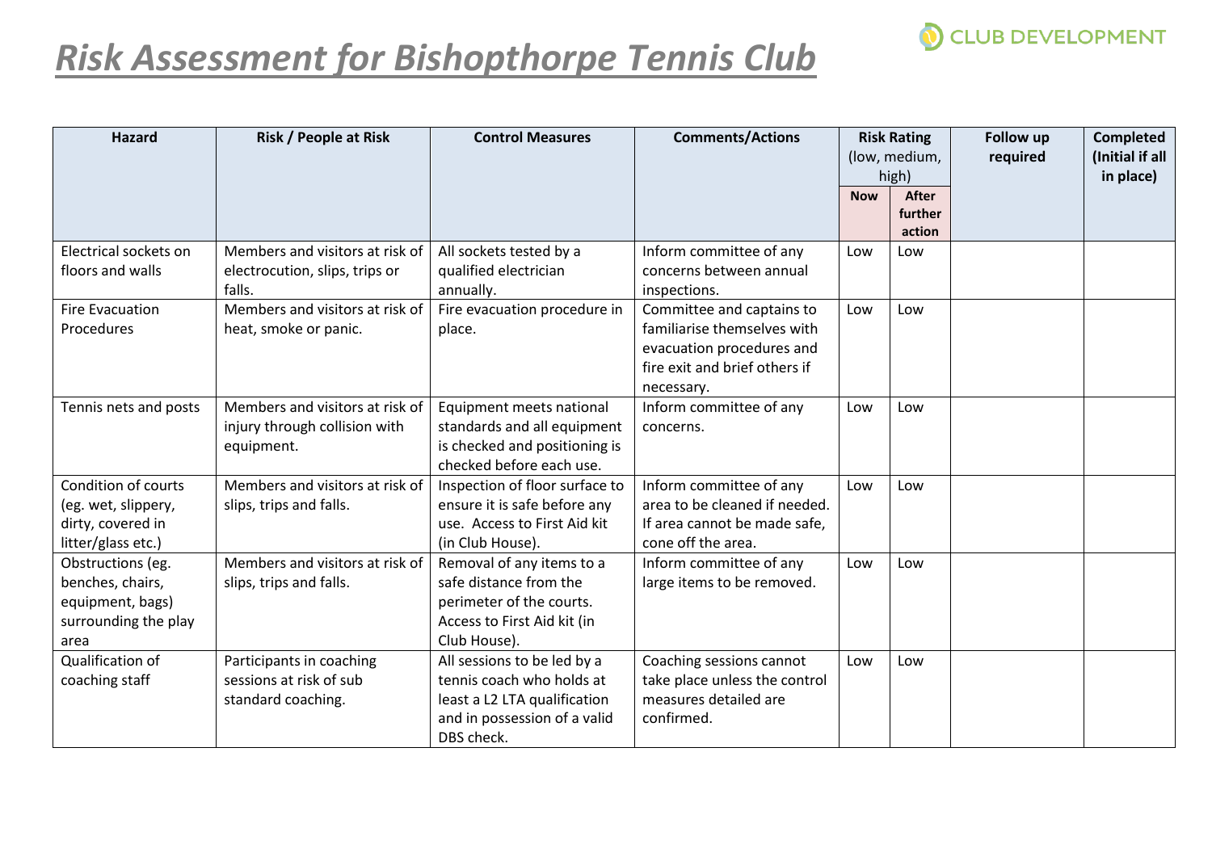# *Risk Assessment for Bishopthorpe Tennis Club*

CLUB DEVELOPMENT

| Hazard | Risk / People at Risk | Control Measures | Comments/Actions | Risk Rating (low, medium, high) | | Follow up required | Completed (Initial if all in place) |
|---|---|---|---|---|---|---|---|
| | | | | **Now** | **After further action** | | |
| Electrical sockets on floors and walls | Members and visitors at risk of electrocution, slips, trips or falls. | All sockets tested by a qualified electrician annually. | Inform committee of any concerns between annual inspections. | Low | Low | | |
| Fire Evacuation Procedures | Members and visitors at risk of heat, smoke or panic. | Fire evacuation procedure in place. | Committee and captains to familiarise themselves with evacuation procedures and fire exit and brief others if necessary. | Low | Low | | |
| Tennis nets and posts | Members and visitors at risk of injury through collision with equipment. | Equipment meets national standards and all equipment is checked and positioning is checked before each use. | Inform committee of any concerns. | Low | Low | | |
| Condition of courts (eg. wet, slippery, dirty, covered in litter/glass etc.) | Members and visitors at risk of slips, trips and falls. | Inspection of floor surface to ensure it is safe before any use. Access to First Aid kit (in Club House). | Inform committee of any area to be cleaned if needed. If area cannot be made safe, cone off the area. | Low | Low | | |
| Obstructions (eg. benches, chairs, equipment, bags) surrounding the play area | Members and visitors at risk of slips, trips and falls. | Removal of any items to a safe distance from the perimeter of the courts. Access to First Aid kit (in Club House). | Inform committee of any large items to be removed. | Low | Low | | |
| Qualification of coaching staff | Participants in coaching sessions at risk of sub standard coaching. | All sessions to be led by a tennis coach who holds at least a L2 LTA qualification and in possession of a valid DBS check. | Coaching sessions cannot take place unless the control measures detailed are confirmed. | Low | Low | | |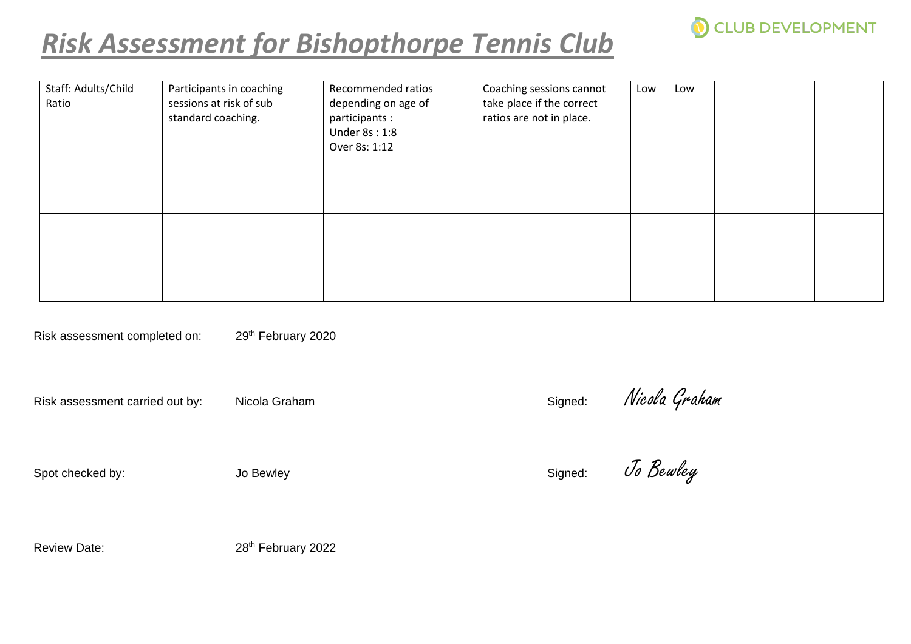# *Risk Assessment for Bishopthorpe Tennis Club*

CLUB DEVELOPMENT

| | | | | | | | |
|---|---|---|---|---|---|---|---|
| Staff: Adults/Child Ratio | Participants in coaching sessions at risk of sub standard coaching. | Recommended ratios depending on age of participants :<br>Under 8s : 1:8<br>Over 8s: 1:12 | Coaching sessions cannot take place if the correct ratios are not in place. | Low | Low | | |
| | | | | | | | |
| | | | | | | | |
| | | | | | | | |

Risk assessment completed on: 29th February 2020

Risk assessment carried out by: Nicola Graham Signed: *Nicola Graham*

Spot checked by: Jo Bewley Signed: *Jo Bewley*

Review Date: 28th February 2022